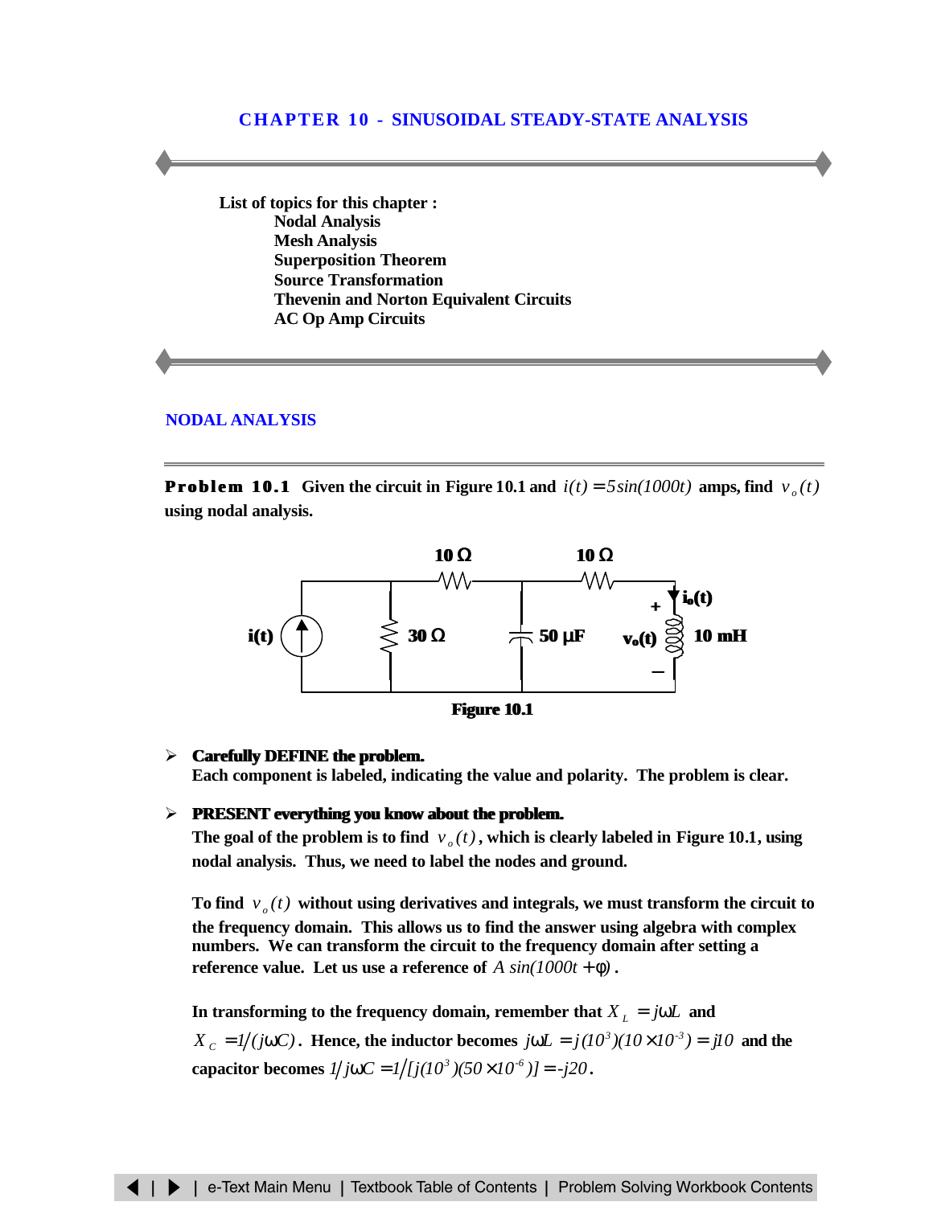# CHAPTER 10 - SINUSOIDAL STEADY-STATE ANALYSIS

**List of topics for this chapter :**

- Nodal Analysis
- Mesh Analysis
- Superposition Theorem
- Source Transformation
- Thevenin and Norton Equivalent Circuits
- AC Op Amp Circuits

## NODAL ANALYSIS

**Problem 10.1** Given the circuit in Figure 10.1 and $i(t) = 5\sin(1000t)$ amps, find $v_o(t)$ using nodal analysis.

**Figure 10.1**

- **Carefully DEFINE the problem.**
  Each component is labeled, indicating the value and polarity. The problem is clear.

- **PRESENT everything you know about the problem.**
  The goal of the problem is to find $v_o(t)$, which is clearly labeled in Figure 10.1, using nodal analysis. Thus, we need to label the nodes and ground.

  To find $v_o(t)$ without using derivatives and integrals, we must transform the circuit to the frequency domain. This allows us to find the answer using algebra with complex numbers. We can transform the circuit to the frequency domain after setting a reference value. Let us use a reference of $A\sin(1000t + \phi)$.

  In transforming to the frequency domain, remember that $X_L = j\omega L$ and $X_C = 1/(j\omega C)$. Hence, the inductor becomes $j\omega L = j(10^3)(10 \times 10^{-3}) = j10$ and the capacitor becomes $1/j\omega C = 1/[j(10^3)(50 \times 10^{-6})] = -j20$.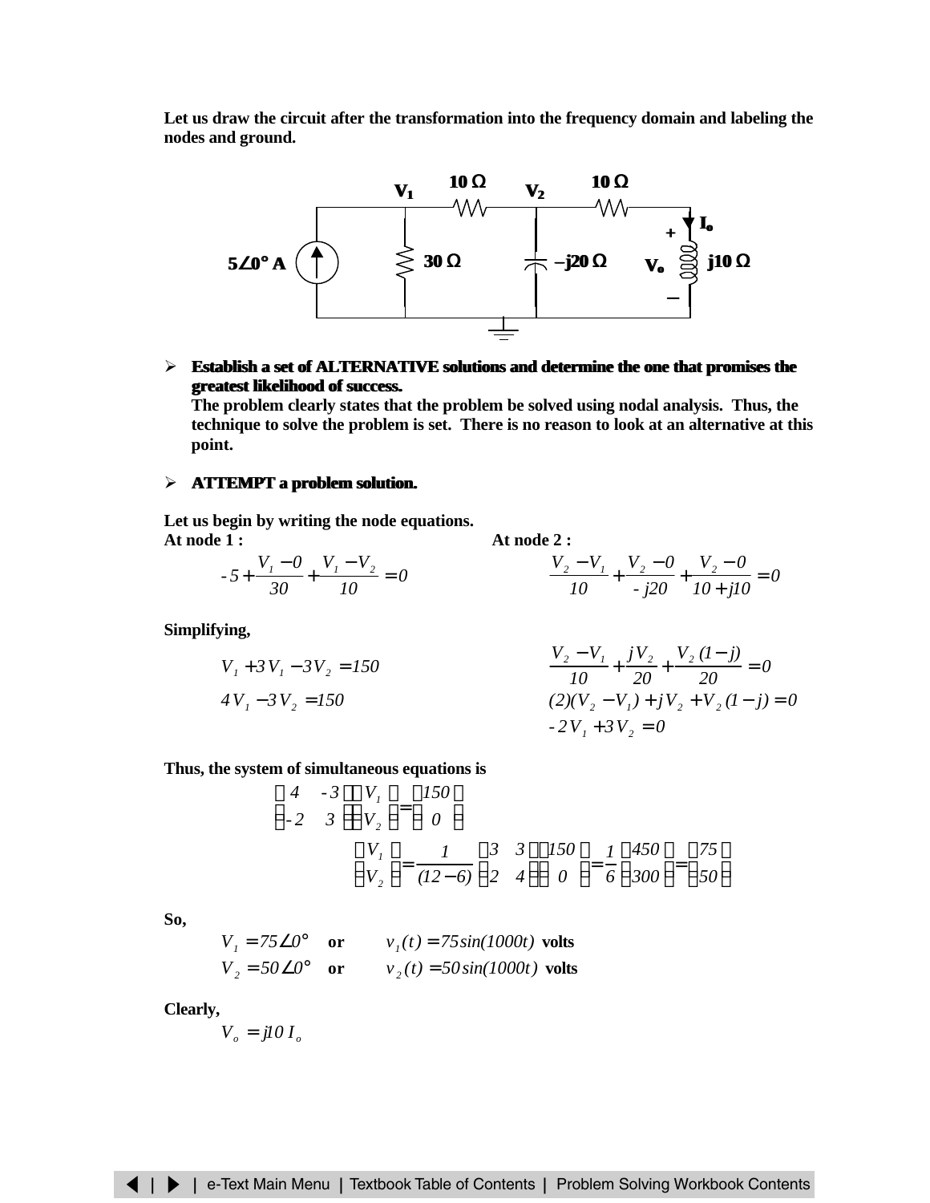Let us draw the circuit after the transformation into the frequency domain and labeling the nodes and ground.

- **Establish a set of ALTERNATIVE solutions and determine the one that promises the greatest likelihood of success.**
  **The problem clearly states that the problem be solved using nodal analysis. Thus, the technique to solve the problem is set. There is no reason to look at an alternative at this point.**

- **ATTEMPT a problem solution.**

**Let us begin by writing the node equations.**

**At node 1 :**

$$-5+\frac{V_1-0}{30}+\frac{V_1-V_2}{10}=0$$

**At node 2 :**

$$\frac{V_2-V_1}{10}+\frac{V_2-0}{-j20}+\frac{V_2-0}{10+j10}=0$$

**Simplifying,**

$$V_1+3V_1-3V_2=150$$

$$4V_1-3V_2=150$$

$$\frac{V_2-V_1}{10}+\frac{jV_2}{20}+\frac{V_2(1-j)}{20}=0$$

$$(2)(V_2-V_1)+jV_2+V_2(1-j)=0$$

$$-2V_1+3V_2=0$$

**Thus, the system of simultaneous equations is**

$$\begin{bmatrix} 4 & -3 \\ -2 & 3 \end{bmatrix}\begin{bmatrix} V_1 \\ V_2 \end{bmatrix}=\begin{bmatrix} 150 \\ 0 \end{bmatrix}$$

$$\begin{bmatrix} V_1 \\ V_2 \end{bmatrix}=\frac{1}{(12-6)}\begin{bmatrix} 3 & 3 \\ 2 & 4 \end{bmatrix}\begin{bmatrix} 150 \\ 0 \end{bmatrix}=\frac{1}{6}\begin{bmatrix} 450 \\ 300 \end{bmatrix}=\begin{bmatrix} 75 \\ 50 \end{bmatrix}$$

**So,**

$V_1=75\angle 0°$ **or** $v_1(t)=75\sin(1000t)$ **volts**

$V_2=50\angle 0°$ **or** $v_2(t)=50\sin(1000t)$ **volts**

**Clearly,**

$$V_o=j10\,I_o$$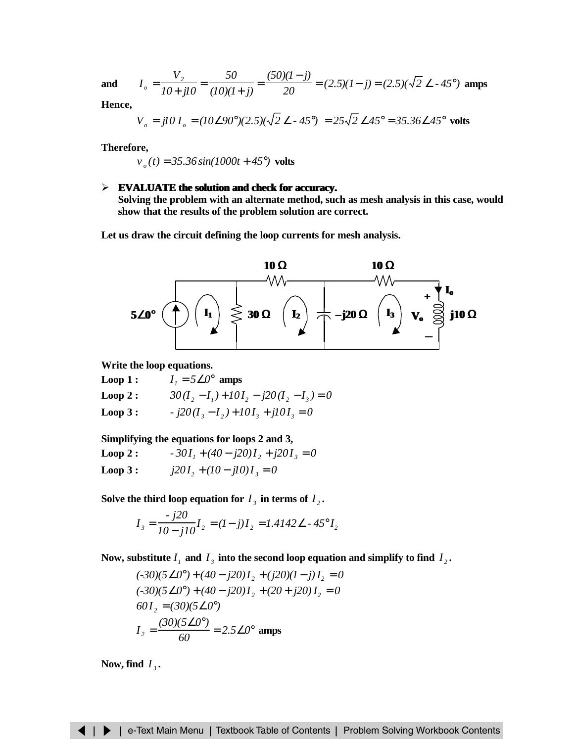**and** $\quad I_o = \dfrac{V_2}{10 + j10} = \dfrac{50}{(10)(1+j)} = \dfrac{(50)(1-j)}{20} = (2.5)(1-j) = (2.5)(\sqrt{2}\angle -45°)$ **amps**

**Hence,**

$$V_o = j10\, I_o = (10\angle 90°)(2.5)(\sqrt{2}\angle -45°) = 25\sqrt{2}\angle 45° = 35.36\angle 45° \text{ volts}$$

**Therefore,**

$$v_o(t) = 35.36\sin(1000t + 45°) \text{ volts}$$

- **EVALUATE the solution and check for accuracy.**
  **Solving the problem with an alternate method, such as mesh analysis in this case, would show that the results of the problem solution are correct.**

**Let us draw the circuit defining the loop currents for mesh analysis.**

**Write the loop equations.**

**Loop 1 :** $\quad I_1 = 5\angle 0°$ **amps**

**Loop 2 :** $\quad 30(I_2 - I_1) + 10I_2 - j20(I_2 - I_3) = 0$

**Loop 3 :** $\quad -j20(I_3 - I_2) + 10I_3 + j10I_3 = 0$

**Simplifying the equations for loops 2 and 3,**

**Loop 2 :** $\quad -30I_1 + (40 - j20)I_2 + j20I_3 = 0$

**Loop 3 :** $\quad j20I_2 + (10 - j10)I_3 = 0$

**Solve the third loop equation for** $I_3$ **in terms of** $I_2$**.**

$$I_3 = \frac{-j20}{10 - j10} I_2 = (1 - j)I_2 = 1.4142\angle -45° I_2$$

**Now, substitute** $I_1$ **and** $I_3$ **into the second loop equation and simplify to find** $I_2$**.**

$$(-30)(5\angle 0°) + (40 - j20)I_2 + (j20)(1 - j)I_2 = 0$$

$$(-30)(5\angle 0°) + (40 - j20)I_2 + (20 + j20)I_2 = 0$$

$$60I_2 = (30)(5\angle 0°)$$

$$I_2 = \frac{(30)(5\angle 0°)}{60} = 2.5\angle 0° \text{ amps}$$

**Now, find** $I_3$**.**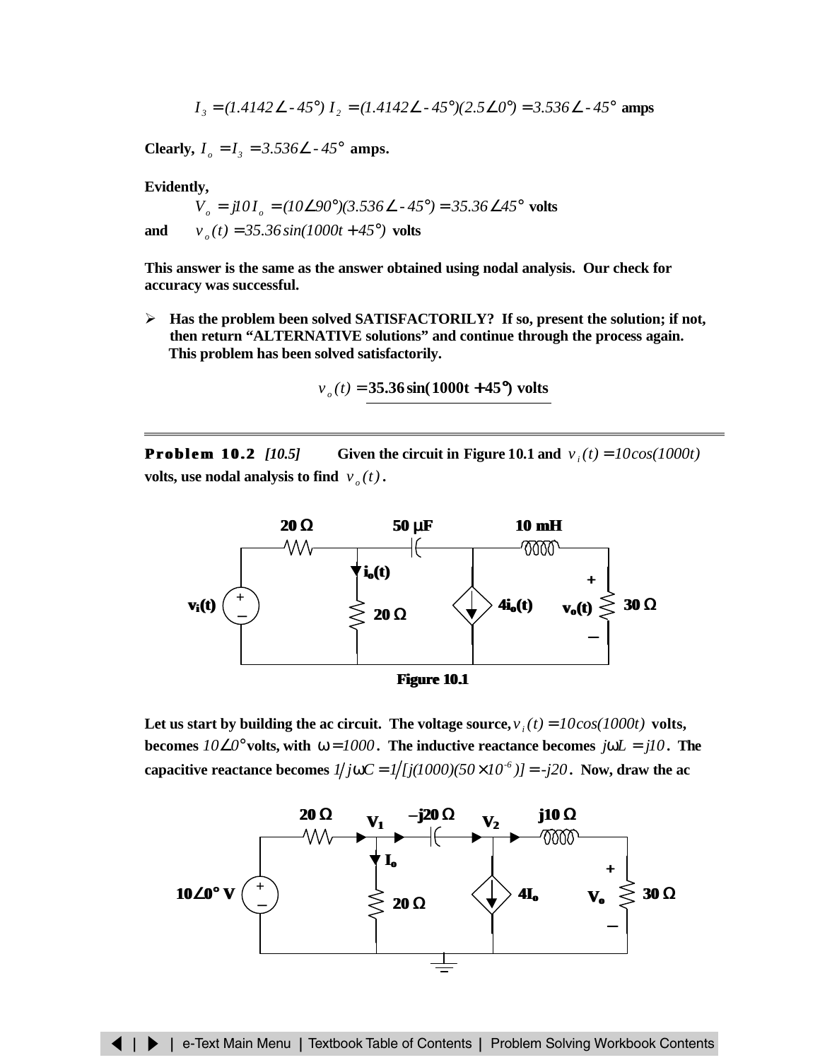$$I_3 = (1.4142\angle -45°)\ I_2 = (1.4142\angle -45°)(2.5\angle 0°) = 3.536\angle -45°\ \textbf{amps}$$

**Clearly,** $I_o = I_3 = 3.536\angle -45°$ **amps.**

**Evidently,**

$$V_o = j10 I_o = (10\angle 90°)(3.536\angle -45°) = 35.36\angle 45°\ \textbf{volts}$$

**and** $v_o(t) = 35.36\sin(1000t + 45°)$ **volts**

**This answer is the same as the answer obtained using nodal analysis. Our check for accuracy was successful.**

- **Has the problem been solved SATISFACTORILY? If so, present the solution; if not, then return "ALTERNATIVE solutions" and continue through the process again.**
  **This problem has been solved satisfactorily.**

$$v_o(t) = \underline{\mathbf{35.36\sin(1000t + 45°)\ volts}}$$

---

**Problem 10.2** *[10.5]* **Given the circuit in Figure 10.1 and** $v_i(t) = 10\cos(1000t)$ **volts, use nodal analysis to find** $v_o(t)$**.**

**Figure 10.1**

**Let us start by building the ac circuit. The voltage source,** $v_i(t) = 10\cos(1000t)$ **volts, becomes** $10\angle 0°$ **volts, with** $\omega = 1000$**. The inductive reactance becomes** $j\omega L = j10$**. The capacitive reactance becomes** $1/j\omega C = 1/[j(1000)(50 \times 10^{-6})] = -j20$**. Now, draw the ac**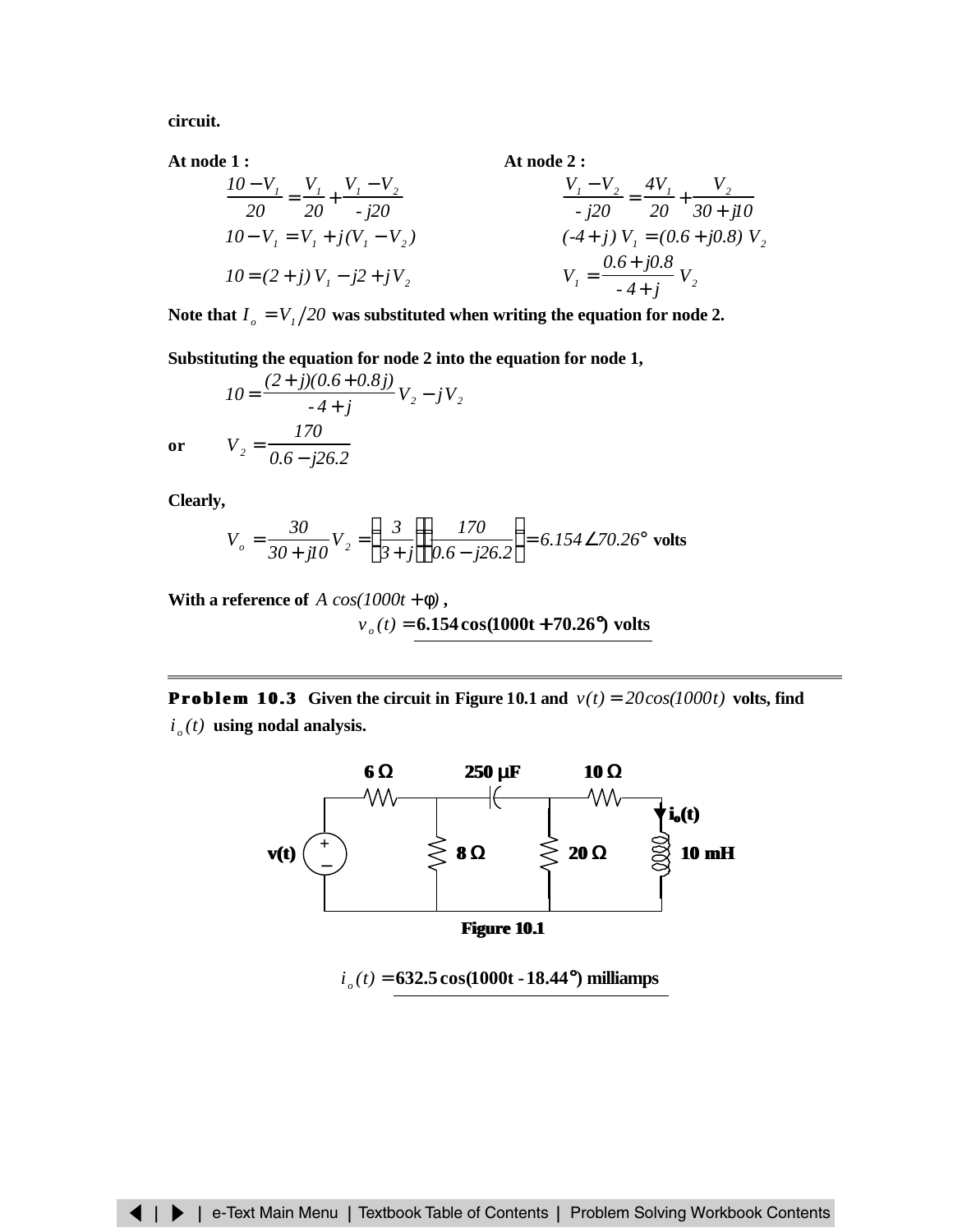**circuit.**

**At node 1 :**

$$\frac{10 - V_1}{20} = \frac{V_1}{20} + \frac{V_1 - V_2}{-j20}$$

$$10 - V_1 = V_1 + j(V_1 - V_2)$$

$$10 = (2 + j)\,V_1 - j2 + j\,V_2$$

**At node 2 :**

$$\frac{V_1 - V_2}{-j20} = \frac{4V_1}{20} + \frac{V_2}{30 + j10}$$

$$(-4 + j)\,V_1 = (0.6 + j0.8)\,V_2$$

$$V_1 = \frac{0.6 + j0.8}{-4 + j}\,V_2$$

**Note that** $I_o = V_1 / 20$ **was substituted when writing the equation for node 2.**

**Substituting the equation for node 2 into the equation for node 1,**

$$10 = \frac{(2 + j)(0.6 + 0.8j)}{-4 + j}\,V_2 - j\,V_2$$

**or** $$V_2 = \frac{170}{0.6 - j26.2}$$

**Clearly,**

$$V_o = \frac{30}{30 + j10}\,V_2 = \left[\frac{3}{3 + j}\right]\left[\frac{170}{0.6 - j26.2}\right] = 6.154\angle 70.26° \text{ volts}$$

**With a reference of** $A\cos(1000t + \phi)$ **,**

$$v_o(t) = \mathbf{6.154\cos(1000t + 70.26°)\ volts}$$

---

**Problem 10.3** **Given the circuit in Figure 10.1 and** $v(t) = 20\cos(1000t)$ **volts, find** $i_o(t)$ **using nodal analysis.**

**Figure 10.1**

$$i_o(t) = \mathbf{632.5\cos(1000t - 18.44°)\ milliamps}$$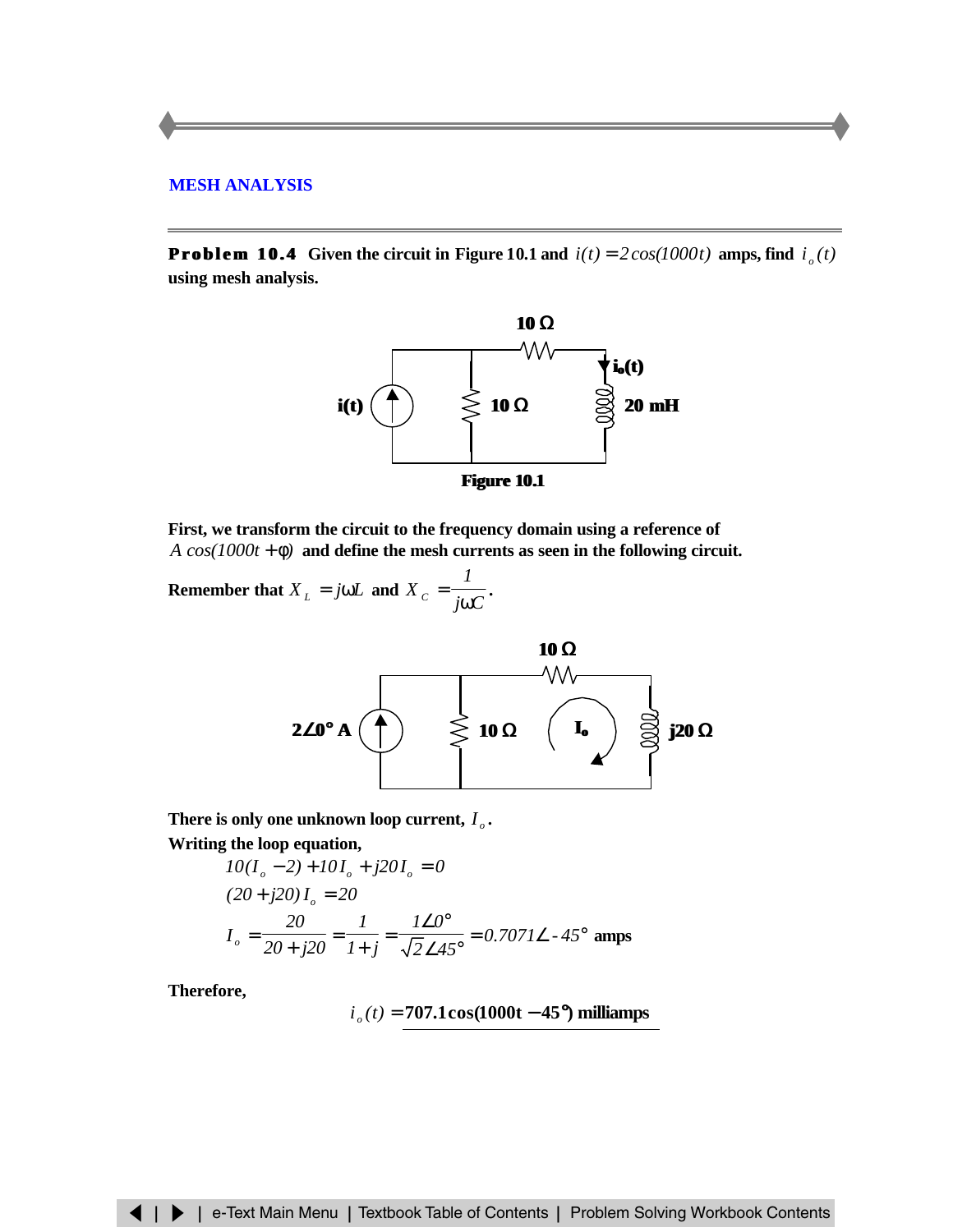## MESH ANALYSIS

**Problem 10.4** Given the circuit in Figure 10.1 and $i(t) = 2\cos(1000t)$ amps, find $i_o(t)$ using mesh analysis.

Figure 10.1

First, we transform the circuit to the frequency domain using a reference of $A\cos(1000t + \phi)$ and define the mesh currents as seen in the following circuit.

Remember that $X_L = j\omega L$ and $X_C = \dfrac{1}{j\omega C}$.

There is only one unknown loop current, $I_o$.

Writing the loop equation,

$$10(I_o - 2) + 10I_o + j20I_o = 0$$

$$(20 + j20)\, I_o = 20$$

$$I_o = \frac{20}{20 + j20} = \frac{1}{1 + j} = \frac{1\angle 0°}{\sqrt{2}\angle 45°} = 0.7071\angle\text{-}45° \text{ amps}$$

Therefore,

$$i_o(t) = \underline{707.1\cos(1000t - 45°) \text{ milliamps}}$$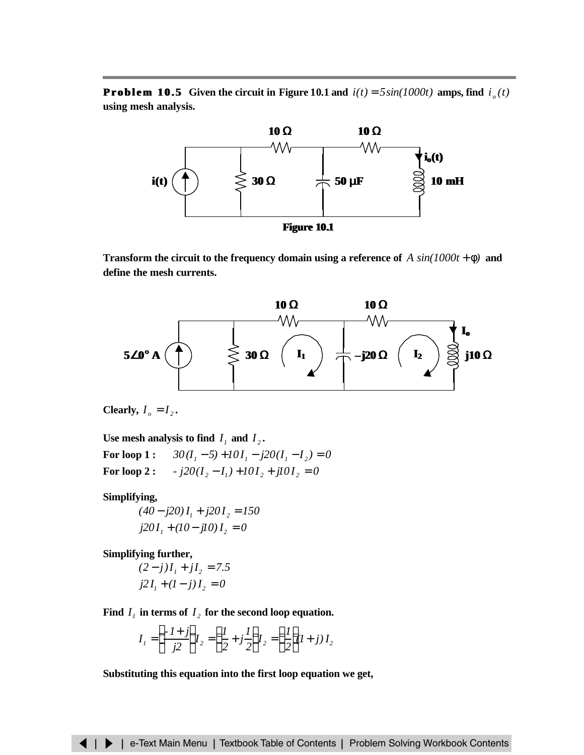**Problem 10.5** Given the circuit in Figure 10.1 and $i(t) = 5\sin(1000t)$ amps, find $i_o(t)$ using mesh analysis.

Figure 10.1

Transform the circuit to the frequency domain using a reference of $A\sin(1000t + \phi)$ and define the mesh currents.

Clearly, $I_o = I_2$.

Use mesh analysis to find $I_1$ and $I_2$.

**For loop 1 :** $30(I_1 - 5) + 10I_1 - j20(I_1 - I_2) = 0$

**For loop 2 :** $-j20(I_2 - I_1) + 10I_2 + j10I_2 = 0$

Simplifying,

$$(40 - j20)I_1 + j20I_2 = 150$$

$$j20I_1 + (10 - j10)I_2 = 0$$

Simplifying further,

$$(2 - j)I_1 + jI_2 = 7.5$$

$$j2I_1 + (1 - j)I_2 = 0$$

Find $I_1$ in terms of $I_2$ for the second loop equation.

$$I_1 = \left(\frac{-1 + j}{j2}\right)I_2 = \left(\frac{1}{2} + j\frac{1}{2}\right)I_2 = \left(\frac{1}{2}\right)(1 + j)I_2$$

Substituting this equation into the first loop equation we get,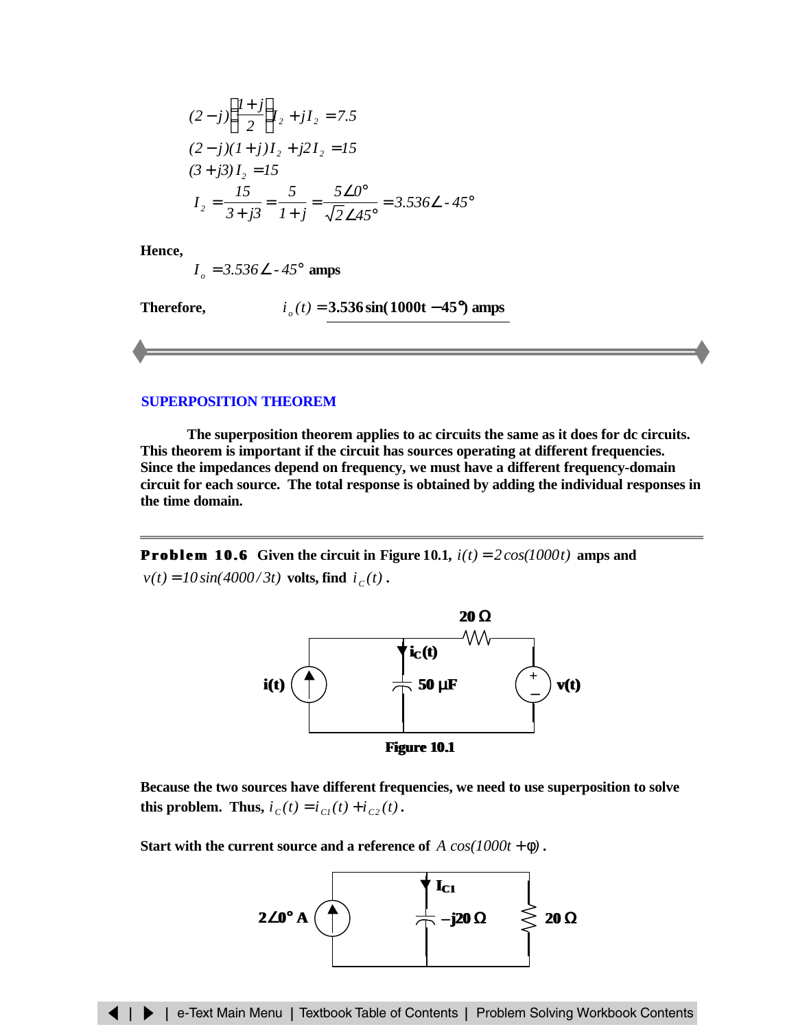$$(2-j)\left(\frac{1+j}{2}\right)I_2 + jI_2 = 7.5$$
$$(2-j)(1+j)I_2 + j2I_2 = 15$$
$$(3+j3)\,I_2 = 15$$
$$I_2 = \frac{15}{3+j3} = \frac{5}{1+j} = \frac{5\angle 0°}{\sqrt{2}\angle 45°} = 3.536\angle -45°$$

**Hence,**

$I_o = 3.536\angle -45°$ **amps**

**Therefore,** $i_o(t) = \mathbf{3.536\sin(1000t - 45°)}$ **amps**

---

## SUPERPOSITION THEOREM

**The superposition theorem applies to ac circuits the same as it does for dc circuits. This theorem is important if the circuit has sources operating at different frequencies. Since the impedances depend on frequency, we must have a different frequency-domain circuit for each source. The total response is obtained by adding the individual responses in the time domain.**

---

**Problem 10.6** **Given the circuit in Figure 10.1,** $i(t) = 2\cos(1000t)$ **amps and** $v(t) = 10\sin(4000/3t)$ **volts, find** $i_C(t)$**.**

**Figure 10.1**

**Because the two sources have different frequencies, we need to use superposition to solve this problem. Thus,** $i_C(t) = i_{C1}(t) + i_{C2}(t)$**.**

**Start with the current source and a reference of** $A\cos(1000t + \phi)$**.**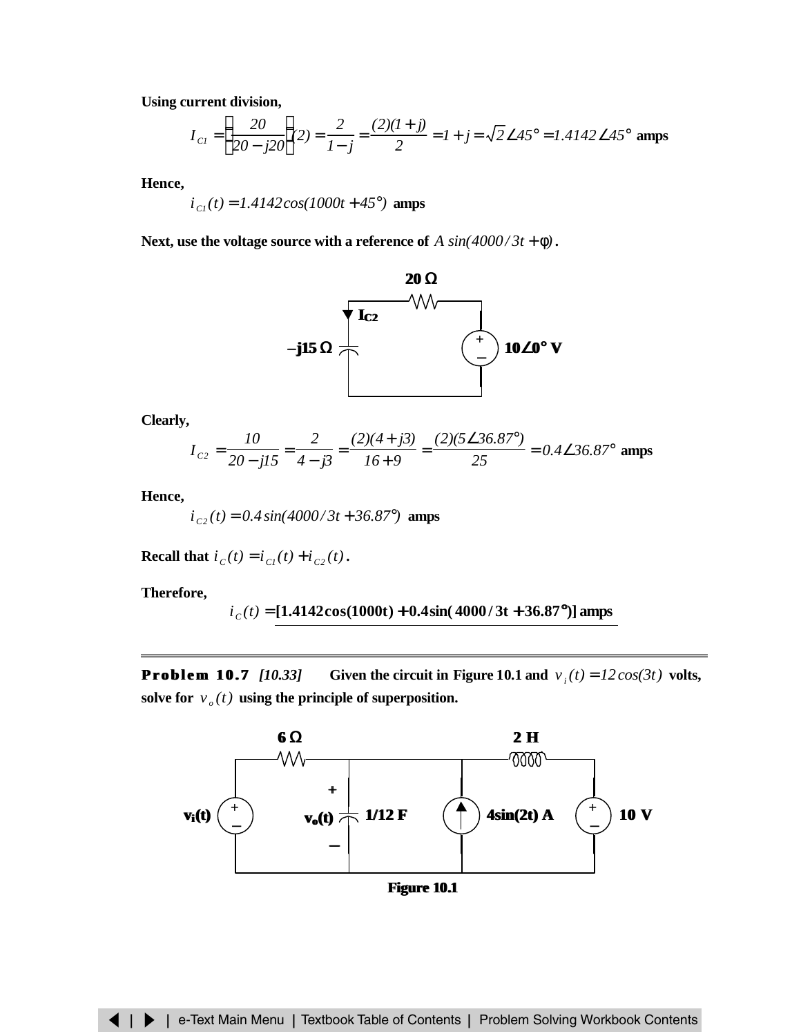**Using current division,**

$$I_{C1} = \left[\frac{20}{20 - j20}\right](2) = \frac{2}{1 - j} = \frac{(2)(1 + j)}{2} = 1 + j = \sqrt{2}\angle 45° = 1.4142\angle 45° \text{ amps}$$

**Hence,**

$$i_{C1}(t) = 1.4142\cos(1000t + 45°) \text{ amps}$$

**Next, use the voltage source with a reference of** $A\sin(4000/3t + \phi)$**.**

20 Ω

$I_{C2}$

–j15 Ω

10∠0° V

**Clearly,**

$$I_{C2} = \frac{10}{20 - j15} = \frac{2}{4 - j3} = \frac{(2)(4 + j3)}{16 + 9} = \frac{(2)(5\angle 36.87°)}{25} = 0.4\angle 36.87° \text{ amps}$$

**Hence,**

$$i_{C2}(t) = 0.4\sin(4000/3t + 36.87°) \text{ amps}$$

**Recall that** $i_C(t) = i_{C1}(t) + i_{C2}(t)$**.**

**Therefore,**

$$i_C(t) = \mathbf{[1.4142\cos(1000t) + 0.4\sin(4000/3t + 36.87°)] \text{ amps}}$$

---

**Problem 10.7** *[10.33]* **Given the circuit in Figure 10.1 and** $v_i(t) = 12\cos(3t)$ **volts, solve for** $v_o(t)$ **using the principle of superposition.**

6 Ω, 2 H, $v_i(t)$, $v_o(t)$, 1/12 F, 4sin(2t) A, 10 V

**Figure 10.1**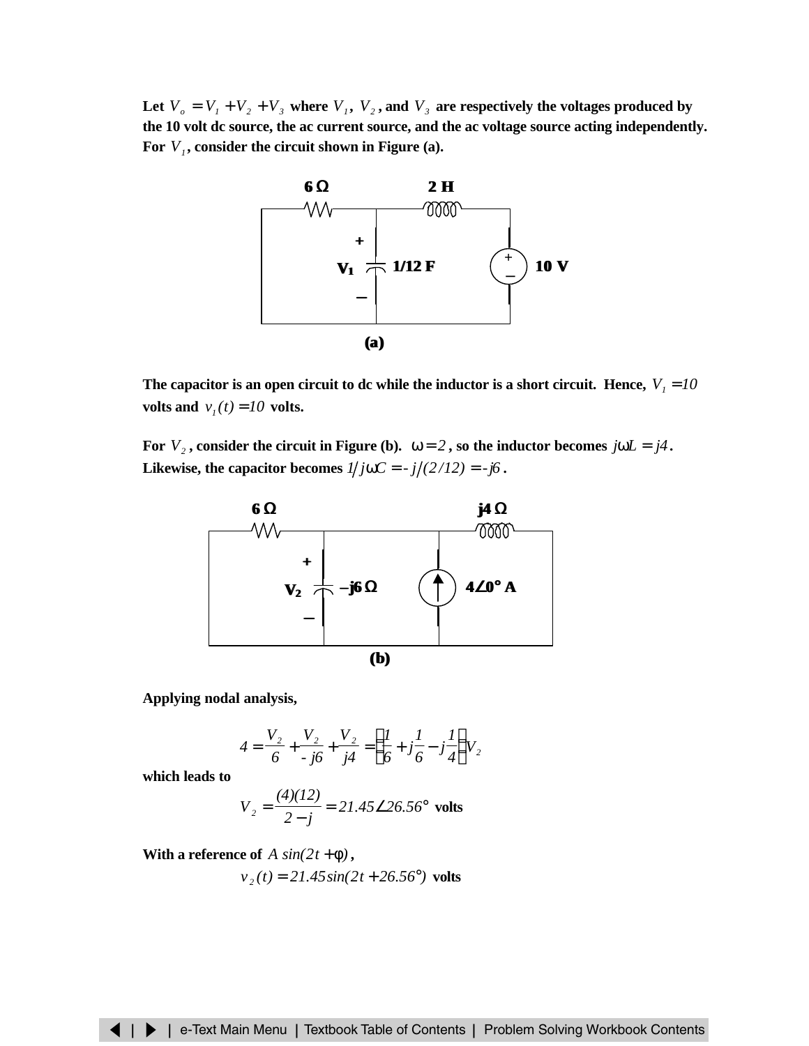**Let $V_o = V_1 + V_2 + V_3$ where $V_1$, $V_2$, and $V_3$ are respectively the voltages produced by the 10 volt dc source, the ac current source, and the ac voltage source acting independently. For $V_1$, consider the circuit shown in Figure (a).**

**(a)**

**The capacitor is an open circuit to dc while the inductor is a short circuit. Hence, $V_1 = 10$ volts and $v_1(t) = 10$ volts.**

**For $V_2$, consider the circuit in Figure (b). $\omega = 2$, so the inductor becomes $j\omega L = j4$. Likewise, the capacitor becomes $1/j\omega C = -j/(2/12) = -j6$.**

**(b)**

**Applying nodal analysis,**

$$4 = \frac{V_2}{6} + \frac{V_2}{-j6} + \frac{V_2}{j4} = \left(\frac{1}{6} + j\frac{1}{6} - j\frac{1}{4}\right)V_2$$

**which leads to**

$$V_2 = \frac{(4)(12)}{2 - j} = 21.45\angle 26.56° \text{ volts}$$

**With a reference of $A\sin(2t + \phi)$,**

$$v_2(t) = 21.45\sin(2t + 26.56°) \text{ volts}$$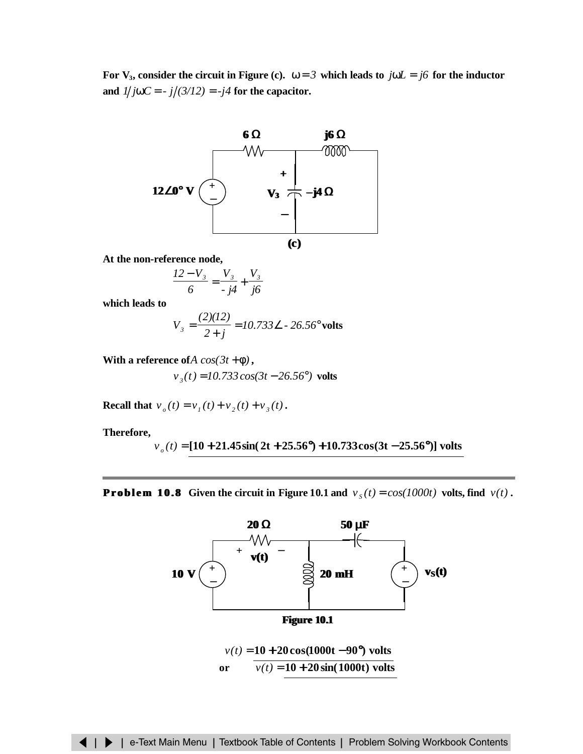**For $V_3$, consider the circuit in Figure (c).** $\omega = 3$ **which leads to** $j\omega L = j6$ **for the inductor and** $1/j\omega C = -j/(3/12) = -j4$ **for the capacitor.**

6 Ω    j6 Ω

12∠0° V    $V_3$    −j4 Ω

(c)

**At the non-reference node,**

$$\frac{12 - V_3}{6} = \frac{V_3}{-j4} + \frac{V_3}{j6}$$

**which leads to**

$$V_3 = \frac{(2)(12)}{2 + j} = 10.733\angle -26.56° \text{ volts}$$

**With a reference of** $A\cos(3t + \phi)$ **,**

$$v_3(t) = 10.733\cos(3t - 26.56°) \text{ volts}$$

**Recall that** $v_o(t) = v_1(t) + v_2(t) + v_3(t)$ **.**

**Therefore,**

$$v_o(t) = \underline{[10 + 21.45\sin(2t + 25.56°) + 10.733\cos(3t - 25.56°)] \text{ volts}}$$

---

**Problem 10.8** Given the circuit in **Figure 10.1** and $v_S(t) = \cos(1000t)$ **volts, find** $v(t)$ **.**

20 Ω    50 μF

10 V    $v(t)$    20 mH    $v_s(t)$

**Figure 10.1**

$$v(t) = 10 + 20\cos(1000t - 90°) \text{ volts}$$

or $$v(t) = \underline{10 + 20\sin(1000t) \text{ volts}}$$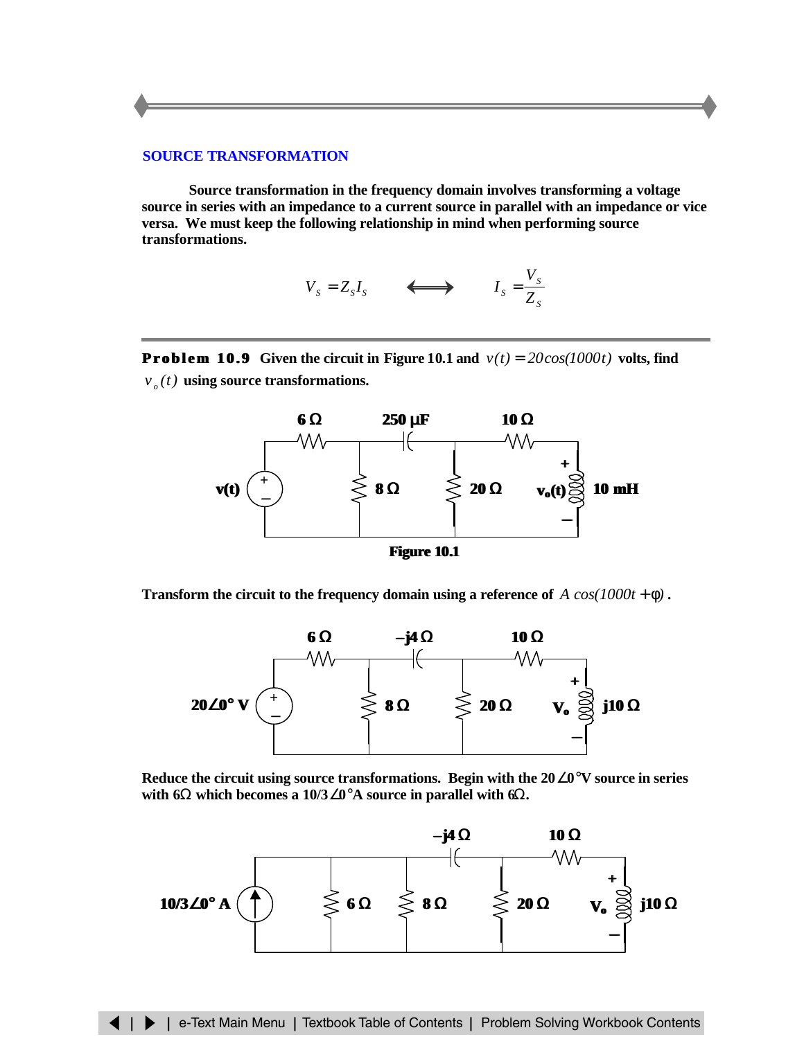## SOURCE TRANSFORMATION

**Source transformation in the frequency domain involves transforming a voltage source in series with an impedance to a current source in parallel with an impedance or vice versa. We must keep the following relationship in mind when performing source transformations.**

$$V_s = Z_s I_s \quad \Longleftrightarrow \quad I_s = \frac{V_s}{Z_s}$$

**Problem 10.9** **Given the circuit in Figure 10.1 and** $v(t) = 20\cos(1000t)$ **volts, find** $v_o(t)$ **using source transformations.**

**Figure 10.1**

**Transform the circuit to the frequency domain using a reference of** $A\cos(1000t + \phi)$.

**Reduce the circuit using source transformations. Begin with the 20∠0°V source in series with 6Ω which becomes a 10/3∠0°A source in parallel with 6Ω.**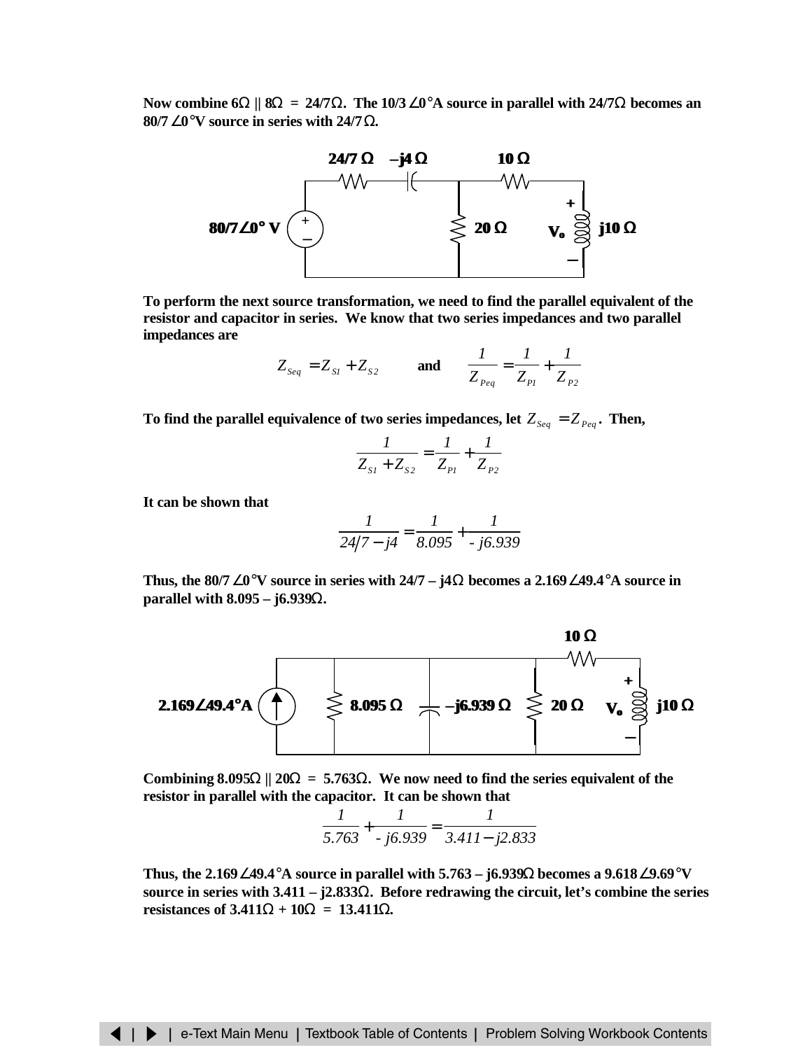**Now combine 6Ω || 8Ω = 24/7Ω. The 10/3 ∠0°A source in parallel with 24/7Ω becomes an 80/7 ∠0°V source in series with 24/7 Ω.**

**To perform the next source transformation, we need to find the parallel equivalent of the resistor and capacitor in series. We know that two series impedances and two parallel impedances are**

$$Z_{Seq} = Z_{S1} + Z_{S2} \qquad \text{and} \qquad \frac{1}{Z_{Peq}} = \frac{1}{Z_{P1}} + \frac{1}{Z_{P2}}$$

**To find the parallel equivalence of two series impedances, let $Z_{Seq} = Z_{Peq}$. Then,**

$$\frac{1}{Z_{S1} + Z_{S2}} = \frac{1}{Z_{P1}} + \frac{1}{Z_{P2}}$$

**It can be shown that**

$$\frac{1}{24/7 - j4} = \frac{1}{8.095} + \frac{1}{-j6.939}$$

**Thus, the 80/7 ∠0°V source in series with 24/7 – j4Ω becomes a 2.169∠49.4°A source in parallel with 8.095 – j6.939Ω.**

**Combining 8.095Ω || 20Ω = 5.763Ω. We now need to find the series equivalent of the resistor in parallel with the capacitor. It can be shown that**

$$\frac{1}{5.763} + \frac{1}{-j6.939} = \frac{1}{3.411 - j2.833}$$

**Thus, the 2.169∠49.4°A source in parallel with 5.763 – j6.939Ω becomes a 9.618∠9.69°V source in series with 3.411 – j2.833Ω. Before redrawing the circuit, let's combine the series resistances of 3.411Ω + 10Ω = 13.411Ω.**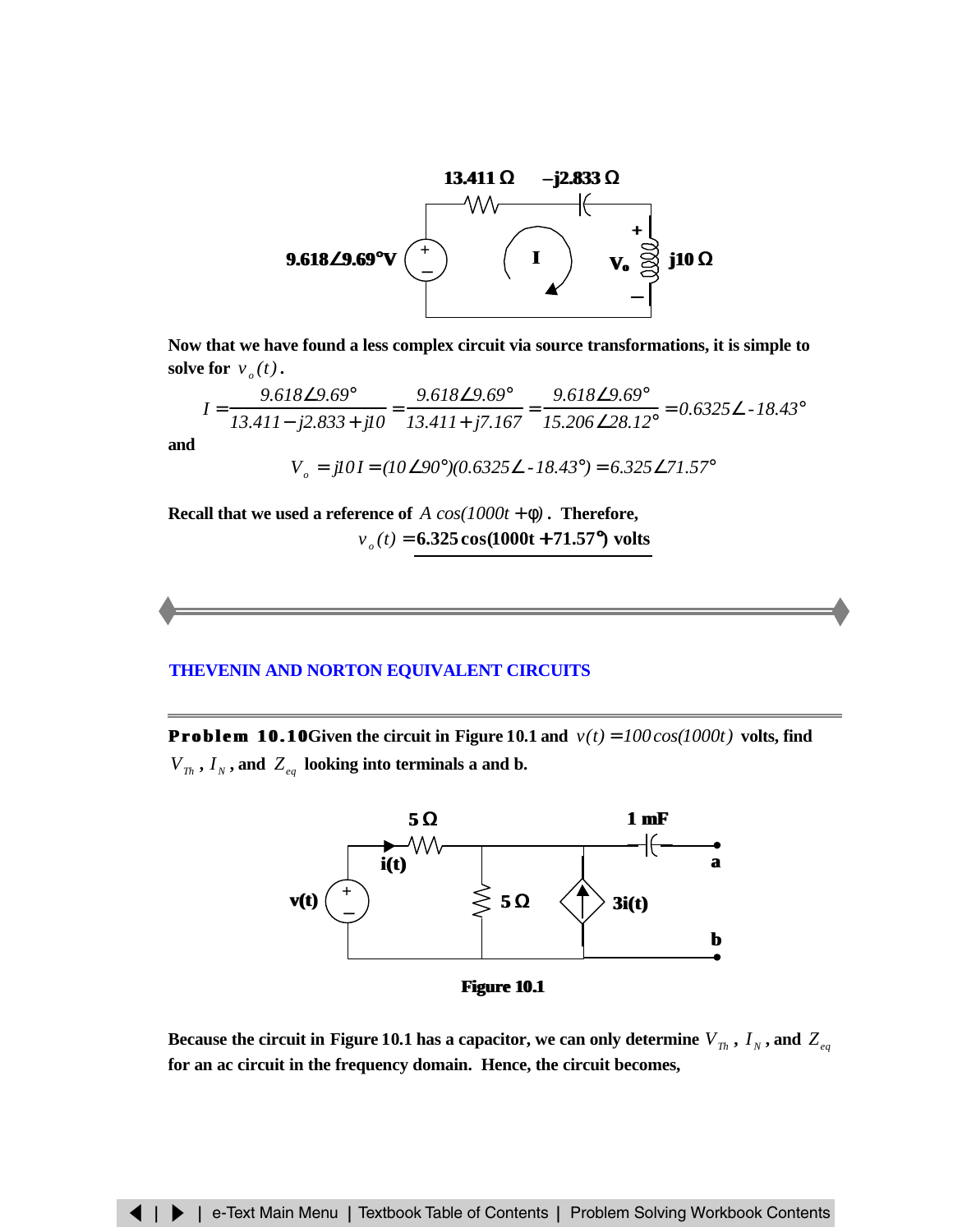Now that we have found a less complex circuit via source transformations, it is simple to solve for $v_o(t)$.

$$I = \frac{9.618\angle 9.69°}{13.411 - j2.833 + j10} = \frac{9.618\angle 9.69°}{13.411 + j7.167} = \frac{9.618\angle 9.69°}{15.206\angle 28.12°} = 0.6325\angle -18.43°$$

and

$$V_o = j10I = (10\angle 90°)(0.6325\angle -18.43°) = 6.325\angle 71.57°$$

Recall that we used a reference of $A\cos(1000t + \phi)$. Therefore,

$$v_o(t) = \underline{6.325\cos(1000t + 71.57°) \text{ volts}}$$

---

## THEVENIN AND NORTON EQUIVALENT CIRCUITS

---

**Problem 10.10** Given the circuit in Figure 10.1 and $v(t) = 100\cos(1000t)$ volts, find $V_{Th}$, $I_N$, and $Z_{eq}$ looking into terminals a and b.

Figure 10.1

Because the circuit in Figure 10.1 has a capacitor, we can only determine $V_{Th}$, $I_N$, and $Z_{eq}$ for an ac circuit in the frequency domain. Hence, the circuit becomes,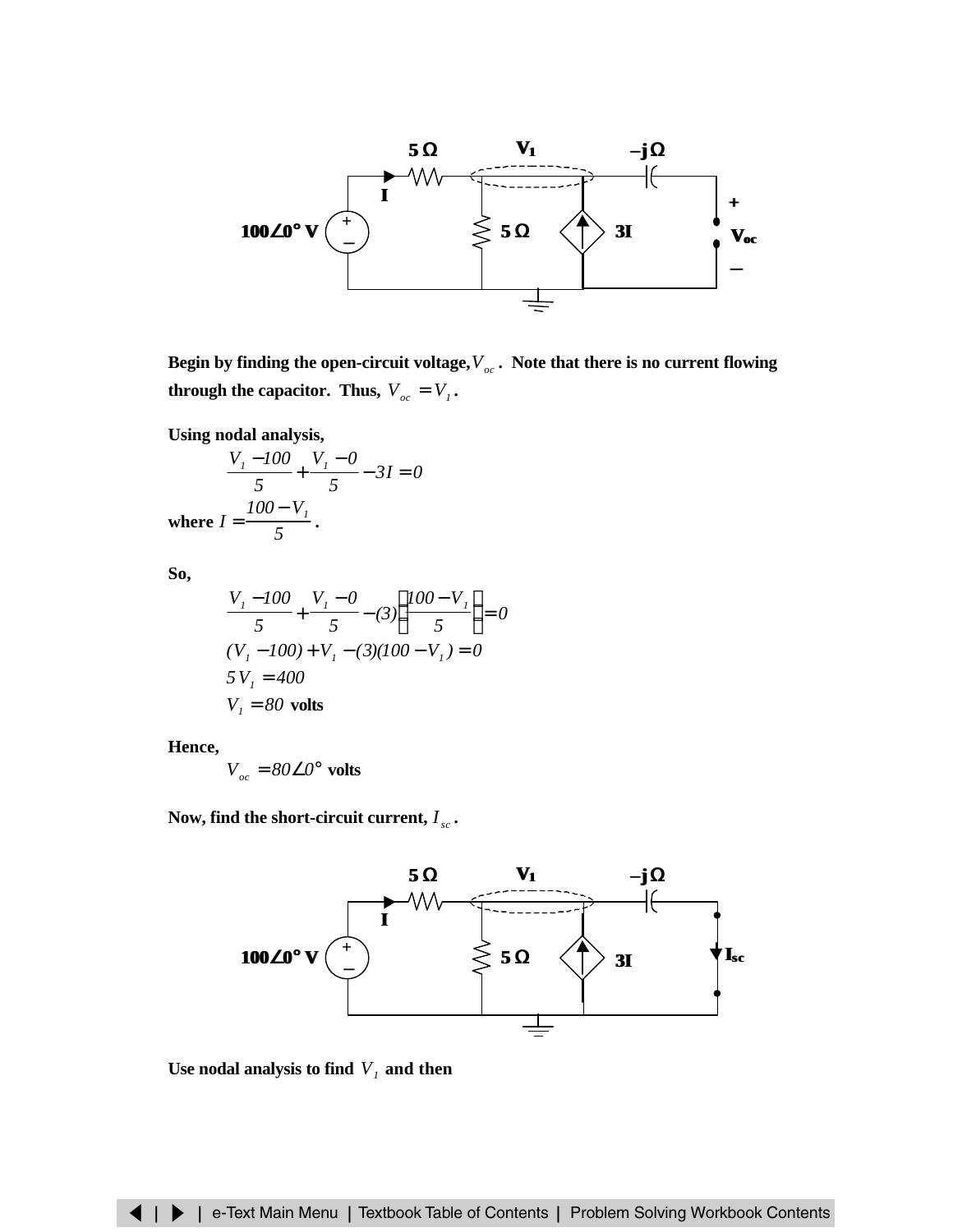Begin by finding the open-circuit voltage, $V_{oc}$. Note that there is no current flowing through the capacitor. Thus, $V_{oc} = V_1$.

Using nodal analysis,

$$\frac{V_1 - 100}{5} + \frac{V_1 - 0}{5} - 3I = 0$$

where $I = \frac{100 - V_1}{5}$.

So,

$$\frac{V_1 - 100}{5} + \frac{V_1 - 0}{5} - (3)\left(\frac{100 - V_1}{5}\right) = 0$$

$$(V_1 - 100) + V_1 - (3)(100 - V_1) = 0$$

$$5V_1 = 400$$

$$V_1 = 80 \text{ volts}$$

Hence,

$$V_{oc} = 80\angle 0° \text{ volts}$$

Now, find the short-circuit current, $I_{sc}$.

Use nodal analysis to find $V_1$ and then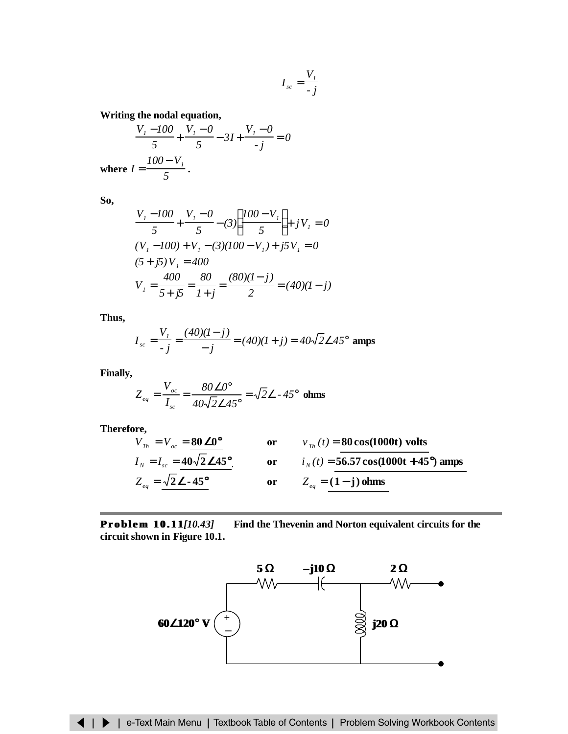$$I_{sc} = \frac{V_1}{-j}$$

**Writing the nodal equation,**

$$\frac{V_1 - 100}{5} + \frac{V_1 - 0}{5} - 3I + \frac{V_1 - 0}{-j} = 0$$

**where** $I = \dfrac{100 - V_1}{5}$**.**

**So,**

$$\frac{V_1 - 100}{5} + \frac{V_1 - 0}{5} - (3)\left(\frac{100 - V_1}{5}\right) + jV_1 = 0$$

$$(V_1 - 100) + V_1 - (3)(100 - V_1) + j5V_1 = 0$$

$$(5 + j5)V_1 = 400$$

$$V_1 = \frac{400}{5 + j5} = \frac{80}{1 + j} = \frac{(80)(1 - j)}{2} = (40)(1 - j)$$

**Thus,**

$$I_{sc} = \frac{V_1}{-j} = \frac{(40)(1 - j)}{-j} = (40)(1 + j) = 40\sqrt{2}\angle 45° \text{ amps}$$

**Finally,**

$$Z_{eq} = \frac{V_{oc}}{I_{sc}} = \frac{80\angle 0°}{40\sqrt{2}\angle 45°} = \sqrt{2}\angle -45° \text{ ohms}$$

**Therefore,**

$V_{Th} = V_{oc} = \mathbf{80\angle 0°}$ or $v_{Th}(t) = \mathbf{80\cos(1000t)}$ **volts**

$I_N = I_{sc} = \mathbf{40\sqrt{2}\angle 45°}$. or $i_N(t) = \mathbf{56.57\cos(1000t + 45°)}$ **amps**

$Z_{eq} = \mathbf{\sqrt{2}\angle -45°}$ or $Z_{eq} = \mathbf{(1 - j)}$ **ohms**

---

**Problem 10.11***[10.43]* **Find the Thevenin and Norton equivalent circuits for the circuit shown in Figure 10.1.**

5 Ω  –j10 Ω  2 Ω

60∠120° V  j20 Ω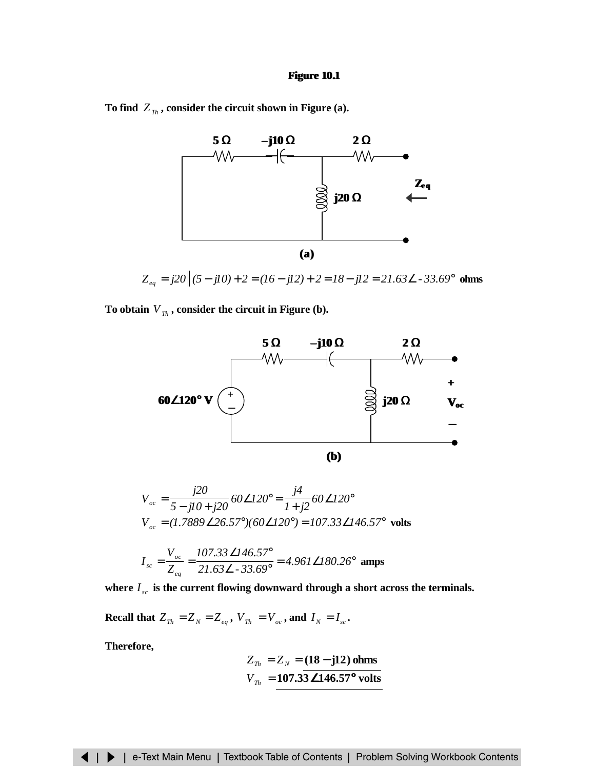**Figure 10.1**

**To find $Z_{Th}$, consider the circuit shown in Figure (a).**

**(a)**

$$Z_{eq} = j20 \| (5 - j10) + 2 = (16 - j12) + 2 = 18 - j12 = 21.63\angle -33.69° \text{ ohms}$$

**To obtain $V_{Th}$, consider the circuit in Figure (b).**

**(b)**

$$V_{oc} = \frac{j20}{5 - j10 + j20} 60\angle 120° = \frac{j4}{1 + j2} 60\angle 120°$$

$$V_{oc} = (1.7889\angle 26.57°)(60\angle 120°) = 107.33\angle 146.57° \text{ volts}$$

$$I_{sc} = \frac{V_{oc}}{Z_{eq}} = \frac{107.33\angle 146.57°}{21.63\angle -33.69°} = 4.961\angle 180.26° \text{ amps}$$

**where $I_{sc}$ is the current flowing downward through a short across the terminals.**

**Recall that $Z_{Th} = Z_N = Z_{eq}$, $V_{Th} = V_{oc}$, and $I_N = I_{sc}$.**

**Therefore,**

$$Z_{Th} = Z_N = \mathbf{(18 - j12) \text{ ohms}}$$

$$V_{Th} = \mathbf{107.33\angle 146.57° \text{ volts}}$$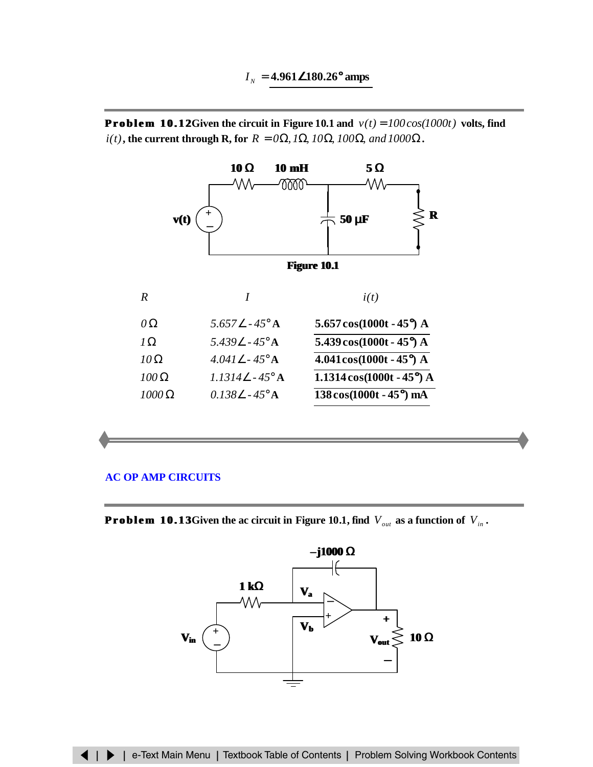$I_N = \mathbf{4.961\angle 180.26° \text{ amps}}$

---

**Problem 10.12** Given the circuit in Figure 10.1 and $v(t) = 100\cos(1000t)$ volts, find $i(t)$, the current through R, for $R = 0\Omega, 1\Omega, 10\Omega, 100\Omega, \text{and } 1000\Omega$.

**Figure 10.1**

| $R$ | $I$ | $i(t)$ |
|---|---|---|
| $0\,\Omega$ | $5.657\angle -45°$ A | **5.657 cos(1000t - 45°) A** |
| $1\,\Omega$ | $5.439\angle -45°$ A | **5.439 cos(1000t - 45°) A** |
| $10\,\Omega$ | $4.041\angle -45°$ A | **4.041 cos(1000t - 45°) A** |
| $100\,\Omega$ | $1.1314\angle -45°$ A | **1.1314 cos(1000t - 45°) A** |
| $1000\,\Omega$ | $0.138\angle -45°$ A | **138 cos(1000t - 45°) mA** |

---

## AC OP AMP CIRCUITS

---

**Problem 10.13** Given the ac circuit in Figure 10.1, find $V_{out}$ as a function of $V_{in}$.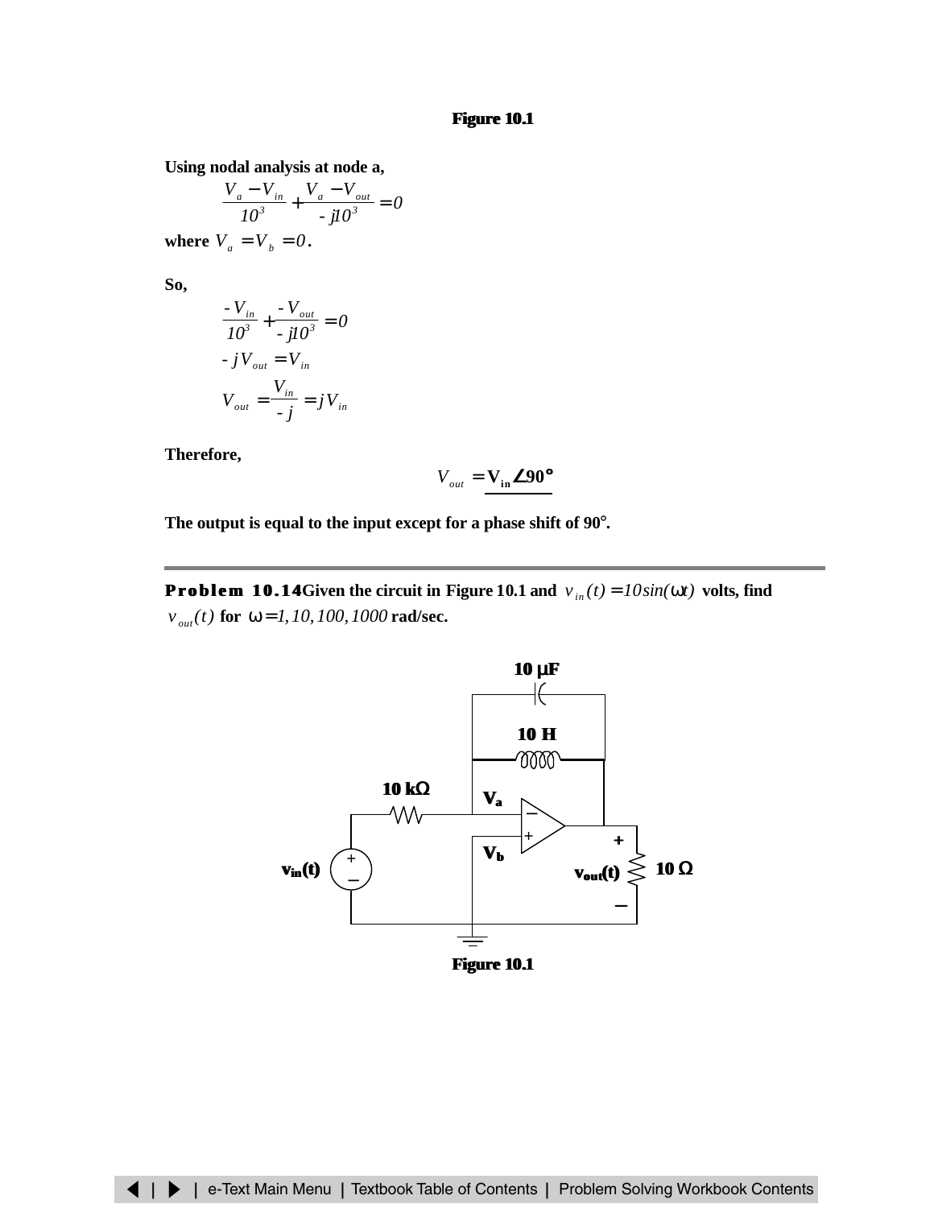**Figure 10.1**

**Using nodal analysis at node a,**

$$\frac{V_a - V_{in}}{10^3} + \frac{V_a - V_{out}}{-j10^3} = 0$$

**where** $V_a = V_b = 0$.

**So,**

$$\frac{-V_{in}}{10^3} + \frac{-V_{out}}{-j10^3} = 0$$

$$-jV_{out} = V_{in}$$

$$V_{out} = \frac{V_{in}}{-j} = jV_{in}$$

**Therefore,**

$$V_{out} = \underline{\mathbf{V_{in}\angle 90°}}$$

**The output is equal to the input except for a phase shift of 90°.**

---

**Problem 10.14** **Given the circuit in Figure 10.1 and** $v_{in}(t) = 10\sin(\omega t)$ **volts, find** $v_{out}(t)$ **for** $\omega = 1, 10, 100, 1000$ **rad/sec.**

**Figure 10.1**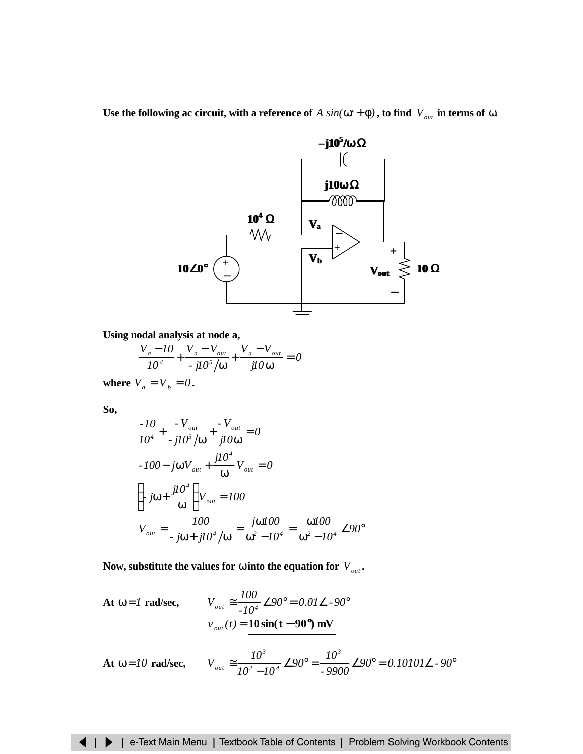**Use the following ac circuit, with a reference of $A\ sin(\omega t + \phi)$, to find $V_{out}$ in terms of $\omega$.**

**Using nodal analysis at node a,**

$$\frac{V_a - 10}{10^4} + \frac{V_a - V_{out}}{-j10^5/\omega} + \frac{V_a - V_{out}}{j10\omega} = 0$$

**where $V_a = V_b = 0$.**

**So,**

$$\frac{-10}{10^4} + \frac{-V_{out}}{-j10^5/\omega} + \frac{-V_{out}}{j10\omega} = 0$$

$$-100 - j\omega V_{out} + \frac{j10^4}{\omega}V_{out} = 0$$

$$\left(-j\omega + \frac{j10^4}{\omega}\right)V_{out} = 100$$

$$V_{out} = \frac{100}{-j\omega + j10^4/\omega} = \frac{j\omega 100}{\omega^2 - 10^4} = \frac{\omega 100}{\omega^2 - 10^4}\angle 90°$$

**Now, substitute the values for $\omega$ into the equation for $V_{out}$.**

**At $\omega = 1$ rad/sec,**
$$V_{out} \cong \frac{100}{-10^4}\angle 90° = 0.01\angle -90°$$
$$v_{out}(t) = \mathbf{10\sin(t - 90°)\ mV}$$

**At $\omega = 10$ rad/sec,**
$$V_{out} \cong \frac{10^3}{10^2 - 10^4}\angle 90° = \frac{10^3}{-9900}\angle 90° = 0.10101\angle -90°$$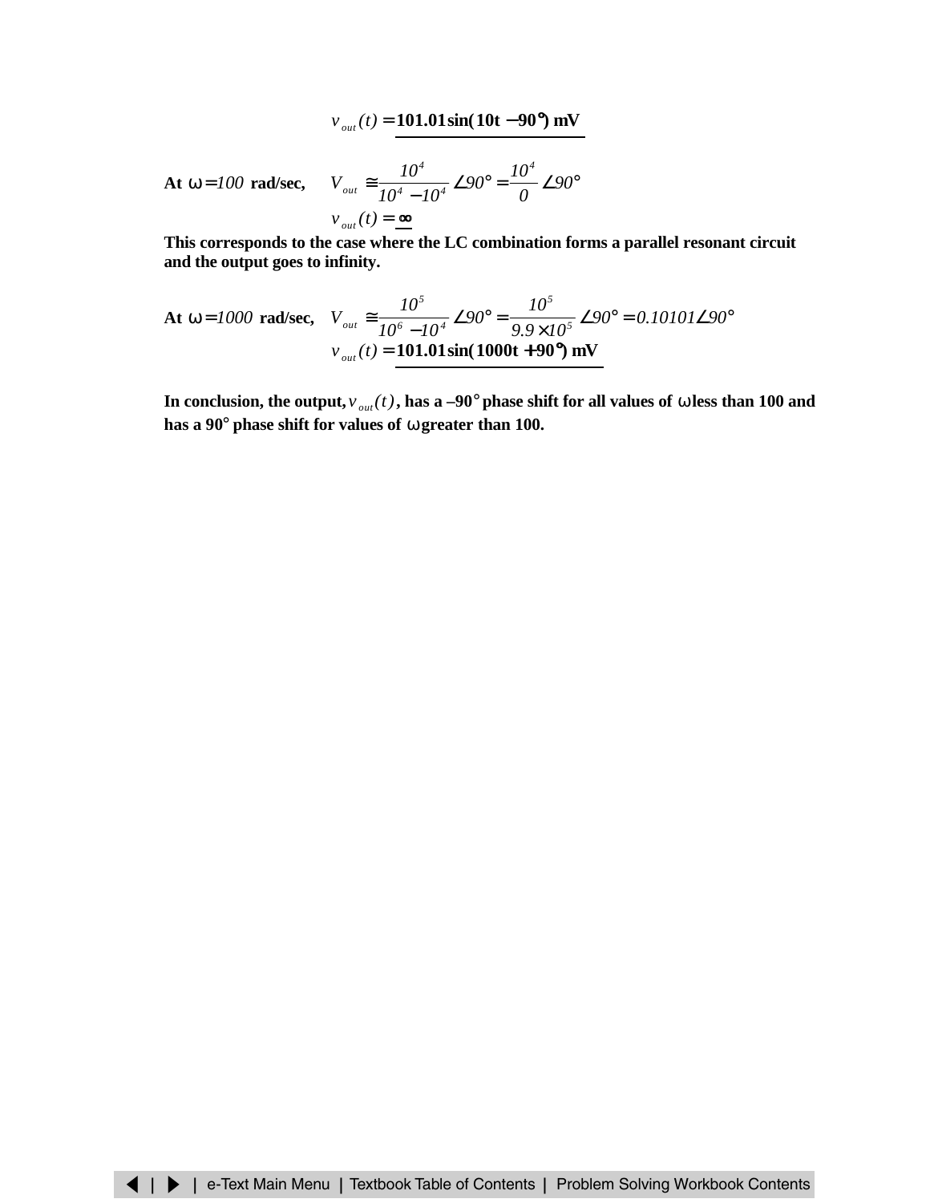$$v_{out}(t) = \underline{\mathbf{101.01\sin(10t - 90°)\ mV}}$$

**At** $\omega = 100$ **rad/sec,** $V_{out} \cong \dfrac{10^4}{10^4 - 10^4}\angle 90° = \dfrac{10^4}{0}\angle 90°$

$$v_{out}(t) = \underline{\infty}$$

**This corresponds to the case where the LC combination forms a parallel resonant circuit and the output goes to infinity.**

**At** $\omega = 1000$ **rad/sec,** $V_{out} \cong \dfrac{10^5}{10^6 - 10^4}\angle 90° = \dfrac{10^5}{9.9 \times 10^5}\angle 90° = 0.10101\angle 90°$

$$v_{out}(t) = \underline{\mathbf{101.01\sin(1000t + 90°)\ mV}}$$

**In conclusion, the output,** $v_{out}(t)$**, has a –90° phase shift for all values of** $\omega$ **less than 100 and has a 90° phase shift for values of** $\omega$ **greater than 100.**